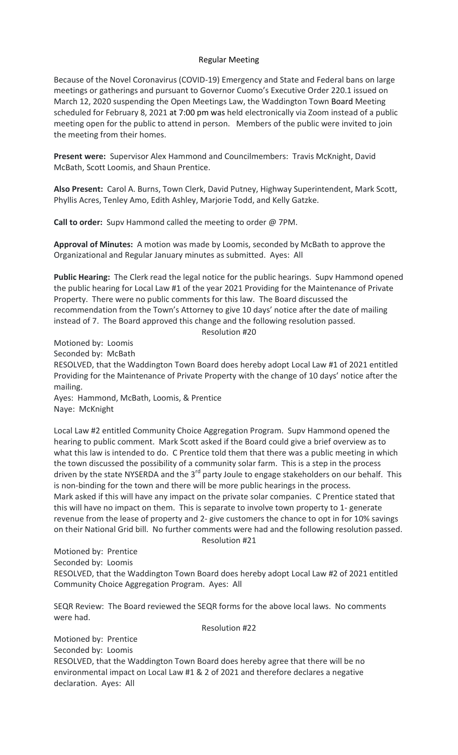# Regular Meeting

Because of the Novel Coronavirus (COVID-19) Emergency and State and Federal bans on large meetings or gatherings and pursuant to Governor Cuomo's Executive Order 220.1 issued on March 12, 2020 suspending the Open Meetings Law, the Waddington Town Board Meeting scheduled for February 8, 2021 at 7:00 pm was held electronically via Zoom instead of a public meeting open for the public to attend in person. Members of the public were invited to join the meeting from their homes.

**Present were:** Supervisor Alex Hammond and Councilmembers: Travis McKnight, David McBath, Scott Loomis, and Shaun Prentice.

**Also Present:** Carol A. Burns, Town Clerk, David Putney, Highway Superintendent, Mark Scott, Phyllis Acres, Tenley Amo, Edith Ashley, Marjorie Todd, and Kelly Gatzke.

**Call to order:** Supv Hammond called the meeting to order @ 7PM.

**Approval of Minutes:** A motion was made by Loomis, seconded by McBath to approve the Organizational and Regular January minutes as submitted. Ayes: All

**Public Hearing:** The Clerk read the legal notice for the public hearings. Supv Hammond opened the public hearing for Local Law #1 of the year 2021 Providing for the Maintenance of Private Property. There were no public comments for this law. The Board discussed the recommendation from the Town's Attorney to give 10 days' notice after the date of mailing instead of 7. The Board approved this change and the following resolution passed.

Resolution #20

Motioned by: Loomis
Seconded by: McBath
RESOLVED, that the Waddington Town Board does hereby adopt Local Law #1 of 2021 entitled Providing for the Maintenance of Private Property with the change of 10 days' notice after the mailing.
Ayes: Hammond, McBath, Loomis, & Prentice
Naye: McKnight

Local Law #2 entitled Community Choice Aggregation Program. Supv Hammond opened the hearing to public comment. Mark Scott asked if the Board could give a brief overview as to what this law is intended to do. C Prentice told them that there was a public meeting in which the town discussed the possibility of a community solar farm. This is a step in the process driven by the state NYSERDA and the 3rd party Joule to engage stakeholders on our behalf. This is non-binding for the town and there will be more public hearings in the process.
Mark asked if this will have any impact on the private solar companies. C Prentice stated that this will have no impact on them. This is separate to involve town property to 1- generate revenue from the lease of property and 2- give customers the chance to opt in for 10% savings on their National Grid bill. No further comments were had and the following resolution passed.

Resolution #21

Motioned by: Prentice
Seconded by: Loomis
RESOLVED, that the Waddington Town Board does hereby adopt Local Law #2 of 2021 entitled Community Choice Aggregation Program. Ayes: All

SEQR Review: The Board reviewed the SEQR forms for the above local laws. No comments were had.

Resolution #22

Motioned by: Prentice
Seconded by: Loomis
RESOLVED, that the Waddington Town Board does hereby agree that there will be no environmental impact on Local Law #1 & 2 of 2021 and therefore declares a negative declaration. Ayes: All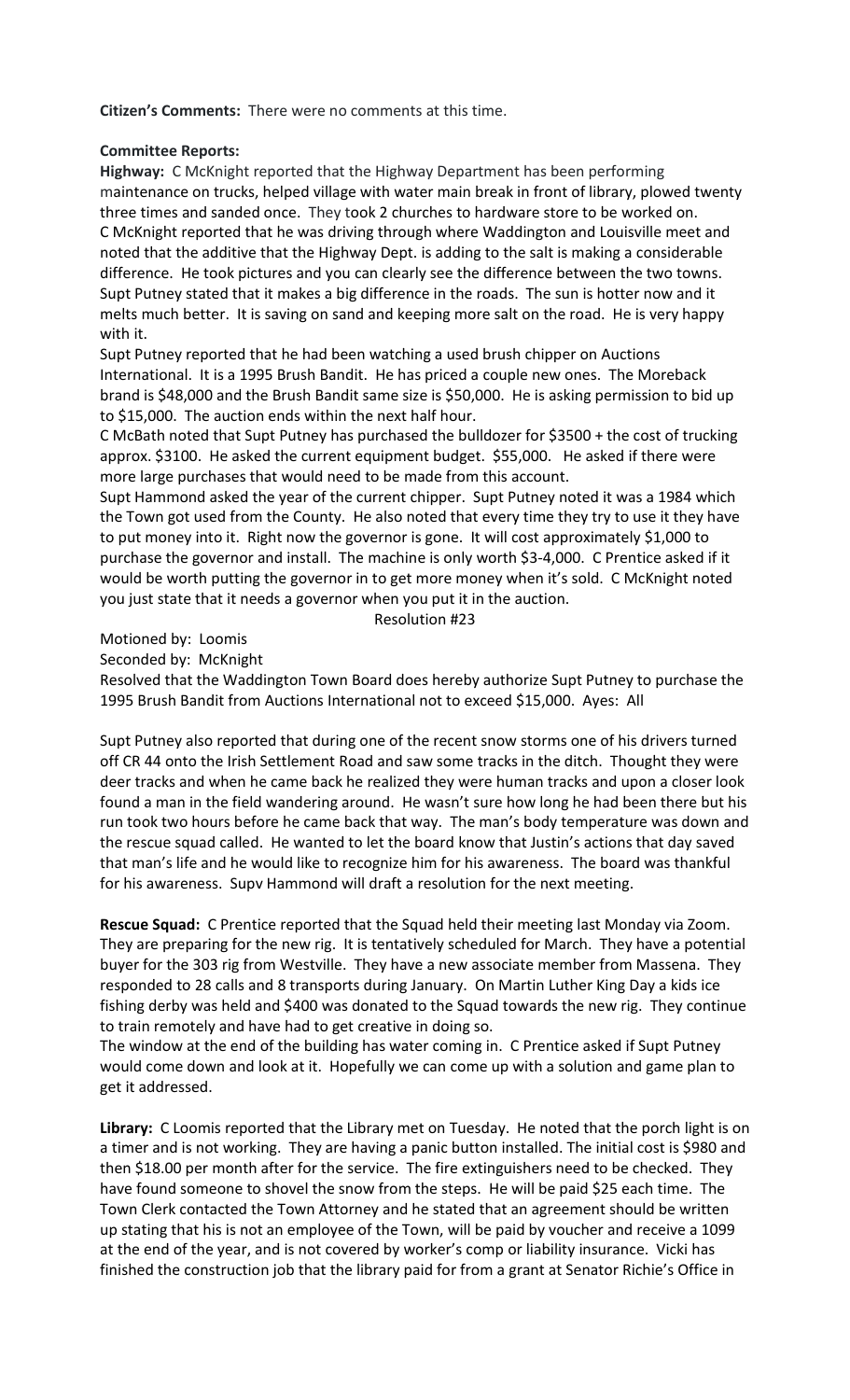**Citizen's Comments:** There were no comments at this time.

**Committee Reports:**

**Highway:** C McKnight reported that the Highway Department has been performing maintenance on trucks, helped village with water main break in front of library, plowed twenty three times and sanded once. They took 2 churches to hardware store to be worked on.

C McKnight reported that he was driving through where Waddington and Louisville meet and noted that the additive that the Highway Dept. is adding to the salt is making a considerable difference. He took pictures and you can clearly see the difference between the two towns. Supt Putney stated that it makes a big difference in the roads. The sun is hotter now and it melts much better. It is saving on sand and keeping more salt on the road. He is very happy with it.

Supt Putney reported that he had been watching a used brush chipper on Auctions International. It is a 1995 Brush Bandit. He has priced a couple new ones. The Moreback brand is $48,000 and the Brush Bandit same size is $50,000. He is asking permission to bid up to $15,000. The auction ends within the next half hour.

C McBath noted that Supt Putney has purchased the bulldozer for $3500 + the cost of trucking approx. $3100. He asked the current equipment budget. $55,000. He asked if there were more large purchases that would need to be made from this account.

Supt Hammond asked the year of the current chipper. Supt Putney noted it was a 1984 which the Town got used from the County. He also noted that every time they try to use it they have to put money into it. Right now the governor is gone. It will cost approximately $1,000 to purchase the governor and install. The machine is only worth $3-4,000. C Prentice asked if it would be worth putting the governor in to get more money when it's sold. C McKnight noted you just state that it needs a governor when you put it in the auction.

Resolution #23

Motioned by: Loomis

Seconded by: McKnight

Resolved that the Waddington Town Board does hereby authorize Supt Putney to purchase the 1995 Brush Bandit from Auctions International not to exceed $15,000. Ayes: All

Supt Putney also reported that during one of the recent snow storms one of his drivers turned off CR 44 onto the Irish Settlement Road and saw some tracks in the ditch. Thought they were deer tracks and when he came back he realized they were human tracks and upon a closer look found a man in the field wandering around. He wasn't sure how long he had been there but his run took two hours before he came back that way. The man's body temperature was down and the rescue squad called. He wanted to let the board know that Justin's actions that day saved that man's life and he would like to recognize him for his awareness. The board was thankful for his awareness. Supv Hammond will draft a resolution for the next meeting.

**Rescue Squad:** C Prentice reported that the Squad held their meeting last Monday via Zoom. They are preparing for the new rig. It is tentatively scheduled for March. They have a potential buyer for the 303 rig from Westville. They have a new associate member from Massena. They responded to 28 calls and 8 transports during January. On Martin Luther King Day a kids ice fishing derby was held and $400 was donated to the Squad towards the new rig. They continue to train remotely and have had to get creative in doing so.

The window at the end of the building has water coming in. C Prentice asked if Supt Putney would come down and look at it. Hopefully we can come up with a solution and game plan to get it addressed.

**Library:** C Loomis reported that the Library met on Tuesday. He noted that the porch light is on a timer and is not working. They are having a panic button installed. The initial cost is $980 and then $18.00 per month after for the service. The fire extinguishers need to be checked. They have found someone to shovel the snow from the steps. He will be paid $25 each time. The Town Clerk contacted the Town Attorney and he stated that an agreement should be written up stating that his is not an employee of the Town, will be paid by voucher and receive a 1099 at the end of the year, and is not covered by worker's comp or liability insurance. Vicki has finished the construction job that the library paid for from a grant at Senator Richie's Office in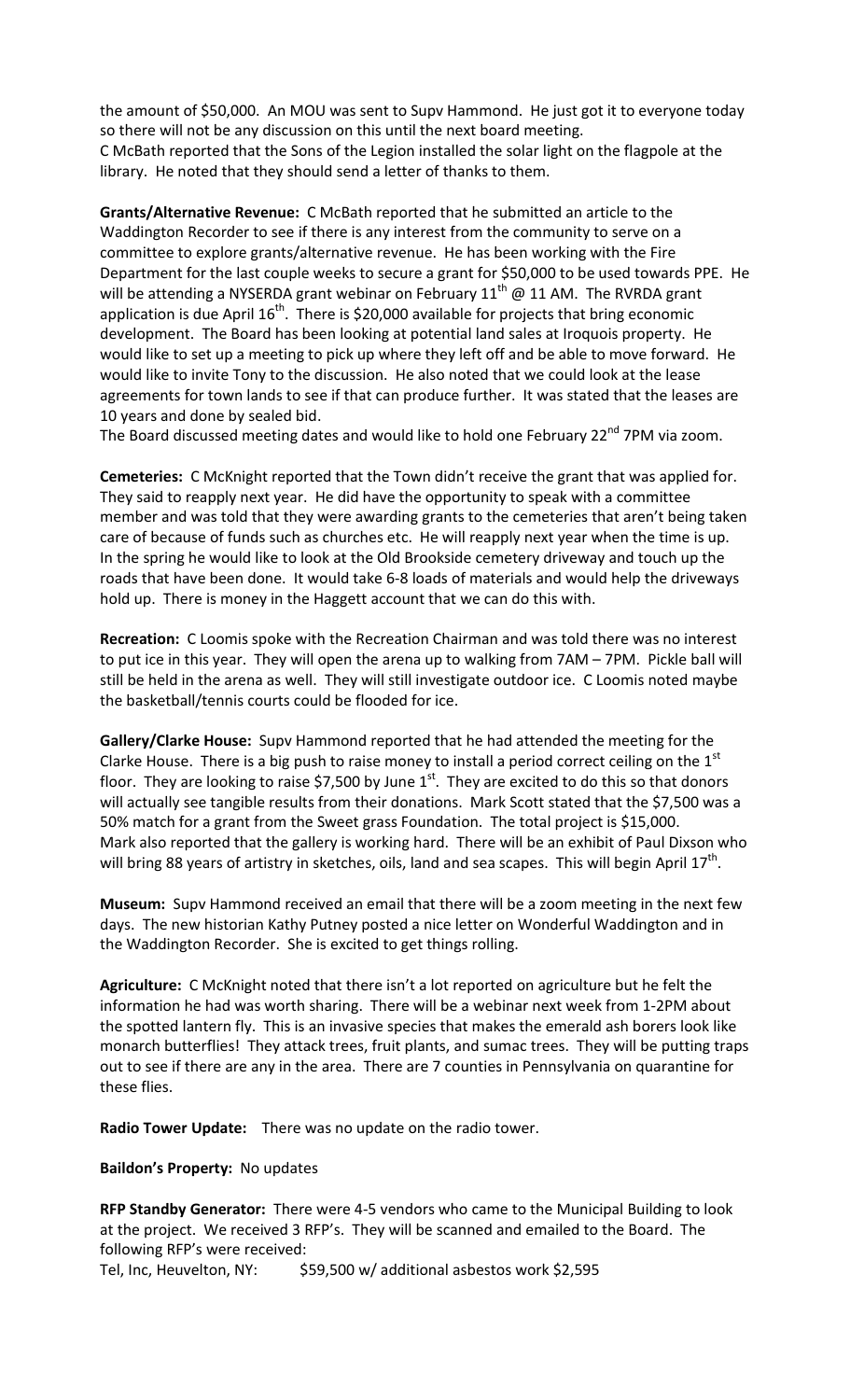the amount of $50,000. An MOU was sent to Supv Hammond. He just got it to everyone today so there will not be any discussion on this until the next board meeting.
C McBath reported that the Sons of the Legion installed the solar light on the flagpole at the library. He noted that they should send a letter of thanks to them.

**Grants/Alternative Revenue:** C McBath reported that he submitted an article to the Waddington Recorder to see if there is any interest from the community to serve on a committee to explore grants/alternative revenue. He has been working with the Fire Department for the last couple weeks to secure a grant for $50,000 to be used towards PPE. He will be attending a NYSERDA grant webinar on February 11th @ 11 AM. The RVRDA grant application is due April 16th. There is $20,000 available for projects that bring economic development. The Board has been looking at potential land sales at Iroquois property. He would like to set up a meeting to pick up where they left off and be able to move forward. He would like to invite Tony to the discussion. He also noted that we could look at the lease agreements for town lands to see if that can produce further. It was stated that the leases are 10 years and done by sealed bid.
The Board discussed meeting dates and would like to hold one February 22nd 7PM via zoom.

**Cemeteries:** C McKnight reported that the Town didn't receive the grant that was applied for. They said to reapply next year. He did have the opportunity to speak with a committee member and was told that they were awarding grants to the cemeteries that aren't being taken care of because of funds such as churches etc. He will reapply next year when the time is up. In the spring he would like to look at the Old Brookside cemetery driveway and touch up the roads that have been done. It would take 6-8 loads of materials and would help the driveways hold up. There is money in the Haggett account that we can do this with.

**Recreation:** C Loomis spoke with the Recreation Chairman and was told there was no interest to put ice in this year. They will open the arena up to walking from 7AM – 7PM. Pickle ball will still be held in the arena as well. They will still investigate outdoor ice. C Loomis noted maybe the basketball/tennis courts could be flooded for ice.

**Gallery/Clarke House:** Supv Hammond reported that he had attended the meeting for the Clarke House. There is a big push to raise money to install a period correct ceiling on the 1st floor. They are looking to raise $7,500 by June 1st. They are excited to do this so that donors will actually see tangible results from their donations. Mark Scott stated that the $7,500 was a 50% match for a grant from the Sweet grass Foundation. The total project is $15,000.
Mark also reported that the gallery is working hard. There will be an exhibit of Paul Dixson who will bring 88 years of artistry in sketches, oils, land and sea scapes. This will begin April 17th.

**Museum:** Supv Hammond received an email that there will be a zoom meeting in the next few days. The new historian Kathy Putney posted a nice letter on Wonderful Waddington and in the Waddington Recorder. She is excited to get things rolling.

**Agriculture:** C McKnight noted that there isn't a lot reported on agriculture but he felt the information he had was worth sharing. There will be a webinar next week from 1-2PM about the spotted lantern fly. This is an invasive species that makes the emerald ash borers look like monarch butterflies! They attack trees, fruit plants, and sumac trees. They will be putting traps out to see if there are any in the area. There are 7 counties in Pennsylvania on quarantine for these flies.

**Radio Tower Update:** There was no update on the radio tower.

**Baildon's Property:** No updates

**RFP Standby Generator:** There were 4-5 vendors who came to the Municipal Building to look at the project. We received 3 RFP's. They will be scanned and emailed to the Board. The following RFP's were received:
Tel, Inc, Heuvelton, NY: $59,500 w/ additional asbestos work $2,595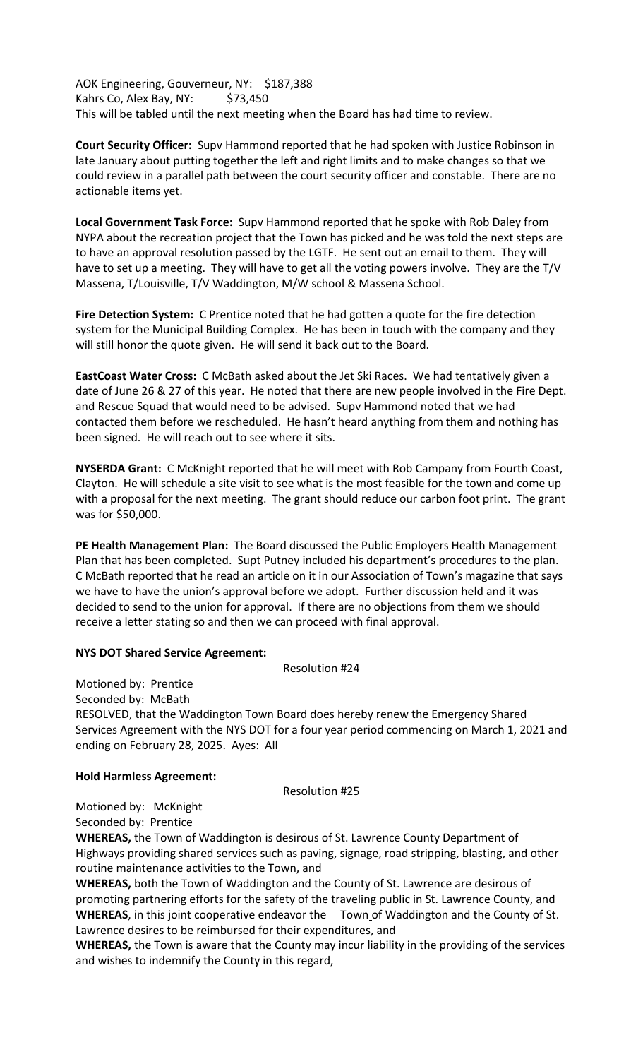AOK Engineering, Gouverneur, NY: $187,388
Kahrs Co, Alex Bay, NY: $73,450
This will be tabled until the next meeting when the Board has had time to review.

**Court Security Officer:** Supv Hammond reported that he had spoken with Justice Robinson in late January about putting together the left and right limits and to make changes so that we could review in a parallel path between the court security officer and constable. There are no actionable items yet.

**Local Government Task Force:** Supv Hammond reported that he spoke with Rob Daley from NYPA about the recreation project that the Town has picked and he was told the next steps are to have an approval resolution passed by the LGTF. He sent out an email to them. They will have to set up a meeting. They will have to get all the voting powers involve. They are the T/V Massena, T/Louisville, T/V Waddington, M/W school & Massena School.

**Fire Detection System:** C Prentice noted that he had gotten a quote for the fire detection system for the Municipal Building Complex. He has been in touch with the company and they will still honor the quote given. He will send it back out to the Board.

**EastCoast Water Cross:** C McBath asked about the Jet Ski Races. We had tentatively given a date of June 26 & 27 of this year. He noted that there are new people involved in the Fire Dept. and Rescue Squad that would need to be advised. Supv Hammond noted that we had contacted them before we rescheduled. He hasn't heard anything from them and nothing has been signed. He will reach out to see where it sits.

**NYSERDA Grant:** C McKnight reported that he will meet with Rob Campany from Fourth Coast, Clayton. He will schedule a site visit to see what is the most feasible for the town and come up with a proposal for the next meeting. The grant should reduce our carbon foot print. The grant was for $50,000.

**PE Health Management Plan:** The Board discussed the Public Employers Health Management Plan that has been completed. Supt Putney included his department's procedures to the plan. C McBath reported that he read an article on it in our Association of Town's magazine that says we have to have the union's approval before we adopt. Further discussion held and it was decided to send to the union for approval. If there are no objections from them we should receive a letter stating so and then we can proceed with final approval.

**NYS DOT Shared Service Agreement:**

Resolution #24

Motioned by: Prentice
Seconded by: McBath
RESOLVED, that the Waddington Town Board does hereby renew the Emergency Shared Services Agreement with the NYS DOT for a four year period commencing on March 1, 2021 and ending on February 28, 2025. Ayes: All

**Hold Harmless Agreement:**

Resolution #25

Motioned by: McKnight
Seconded by: Prentice
**WHEREAS,** the Town of Waddington is desirous of St. Lawrence County Department of Highways providing shared services such as paving, signage, road stripping, blasting, and other routine maintenance activities to the Town, and
**WHEREAS,** both the Town of Waddington and the County of St. Lawrence are desirous of promoting partnering efforts for the safety of the traveling public in St. Lawrence County, and
**WHEREAS**, in this joint cooperative endeavor the Town of Waddington and the County of St. Lawrence desires to be reimbursed for their expenditures, and
**WHEREAS,** the Town is aware that the County may incur liability in the providing of the services and wishes to indemnify the County in this regard,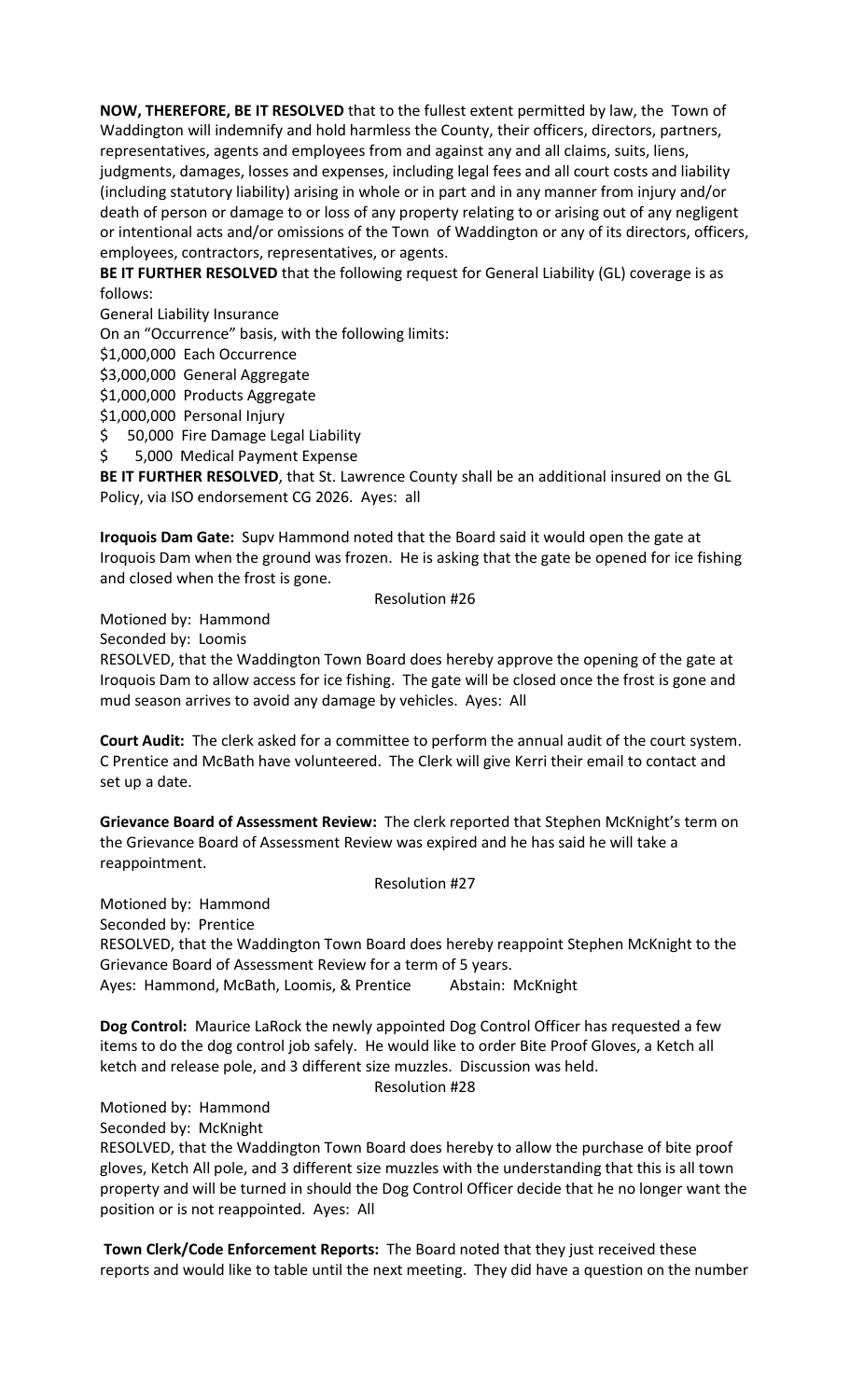**NOW, THEREFORE, BE IT RESOLVED** that to the fullest extent permitted by law, the Town of Waddington will indemnify and hold harmless the County, their officers, directors, partners, representatives, agents and employees from and against any and all claims, suits, liens, judgments, damages, losses and expenses, including legal fees and all court costs and liability (including statutory liability) arising in whole or in part and in any manner from injury and/or death of person or damage to or loss of any property relating to or arising out of any negligent or intentional acts and/or omissions of the Town of Waddington or any of its directors, officers, employees, contractors, representatives, or agents.

**BE IT FURTHER RESOLVED** that the following request for General Liability (GL) coverage is as follows:

General Liability Insurance

On an "Occurrence" basis, with the following limits:

$1,000,000 Each Occurrence

$3,000,000 General Aggregate

$1,000,000 Products Aggregate

$1,000,000 Personal Injury

$ 50,000 Fire Damage Legal Liability

$ 5,000 Medical Payment Expense

**BE IT FURTHER RESOLVED**, that St. Lawrence County shall be an additional insured on the GL Policy, via ISO endorsement CG 2026. Ayes: all

**Iroquois Dam Gate:** Supv Hammond noted that the Board said it would open the gate at Iroquois Dam when the ground was frozen. He is asking that the gate be opened for ice fishing and closed when the frost is gone.

Resolution #26

Motioned by: Hammond

Seconded by: Loomis

RESOLVED, that the Waddington Town Board does hereby approve the opening of the gate at Iroquois Dam to allow access for ice fishing. The gate will be closed once the frost is gone and mud season arrives to avoid any damage by vehicles. Ayes: All

**Court Audit:** The clerk asked for a committee to perform the annual audit of the court system. C Prentice and McBath have volunteered. The Clerk will give Kerri their email to contact and set up a date.

**Grievance Board of Assessment Review:** The clerk reported that Stephen McKnight's term on the Grievance Board of Assessment Review was expired and he has said he will take a reappointment.

Resolution #27

Motioned by: Hammond

Seconded by: Prentice

RESOLVED, that the Waddington Town Board does hereby reappoint Stephen McKnight to the Grievance Board of Assessment Review for a term of 5 years.

Ayes: Hammond, McBath, Loomis, & Prentice Abstain: McKnight

**Dog Control:** Maurice LaRock the newly appointed Dog Control Officer has requested a few items to do the dog control job safely. He would like to order Bite Proof Gloves, a Ketch all ketch and release pole, and 3 different size muzzles. Discussion was held.

Resolution #28

Motioned by: Hammond

Seconded by: McKnight

RESOLVED, that the Waddington Town Board does hereby to allow the purchase of bite proof gloves, Ketch All pole, and 3 different size muzzles with the understanding that this is all town property and will be turned in should the Dog Control Officer decide that he no longer want the position or is not reappointed. Ayes: All

**Town Clerk/Code Enforcement Reports:** The Board noted that they just received these reports and would like to table until the next meeting. They did have a question on the number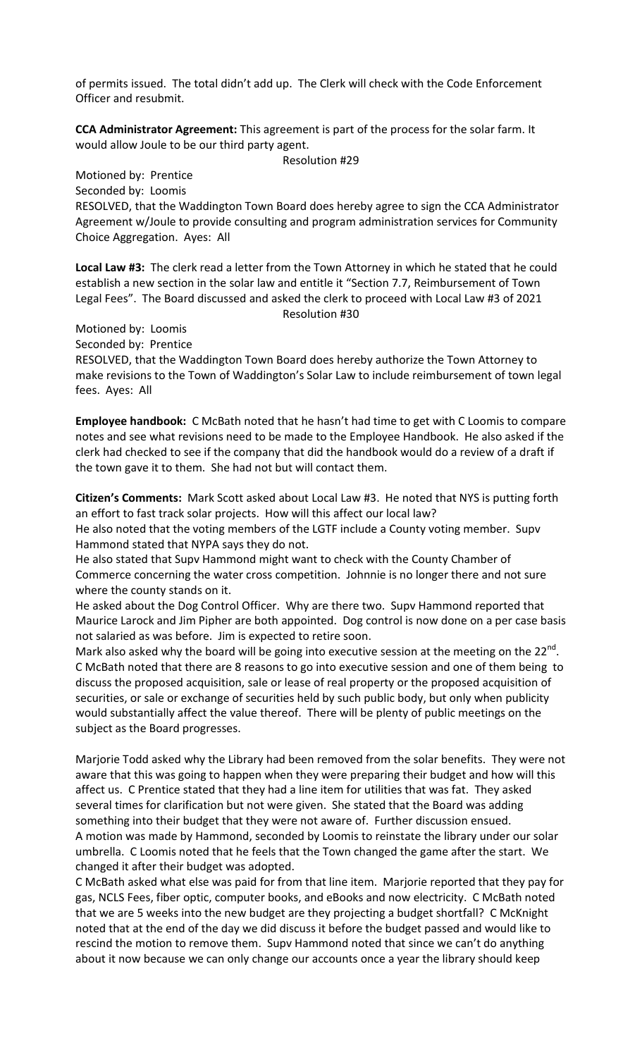of permits issued. The total didn't add up. The Clerk will check with the Code Enforcement Officer and resubmit.

**CCA Administrator Agreement:** This agreement is part of the process for the solar farm. It would allow Joule to be our third party agent.

Resolution #29

Motioned by: Prentice
Seconded by: Loomis
RESOLVED, that the Waddington Town Board does hereby agree to sign the CCA Administrator Agreement w/Joule to provide consulting and program administration services for Community Choice Aggregation. Ayes: All

**Local Law #3:** The clerk read a letter from the Town Attorney in which he stated that he could establish a new section in the solar law and entitle it "Section 7.7, Reimbursement of Town Legal Fees". The Board discussed and asked the clerk to proceed with Local Law #3 of 2021

Resolution #30

Motioned by: Loomis
Seconded by: Prentice
RESOLVED, that the Waddington Town Board does hereby authorize the Town Attorney to make revisions to the Town of Waddington's Solar Law to include reimbursement of town legal fees. Ayes: All

**Employee handbook:** C McBath noted that he hasn't had time to get with C Loomis to compare notes and see what revisions need to be made to the Employee Handbook. He also asked if the clerk had checked to see if the company that did the handbook would do a review of a draft if the town gave it to them. She had not but will contact them.

**Citizen's Comments:** Mark Scott asked about Local Law #3. He noted that NYS is putting forth an effort to fast track solar projects. How will this affect our local law?
He also noted that the voting members of the LGTF include a County voting member. Supv Hammond stated that NYPA says they do not.
He also stated that Supv Hammond might want to check with the County Chamber of Commerce concerning the water cross competition. Johnnie is no longer there and not sure where the county stands on it.
He asked about the Dog Control Officer. Why are there two. Supv Hammond reported that Maurice Larock and Jim Pipher are both appointed. Dog control is now done on a per case basis not salaried as was before. Jim is expected to retire soon.
Mark also asked why the board will be going into executive session at the meeting on the 22nd. C McBath noted that there are 8 reasons to go into executive session and one of them being to discuss the proposed acquisition, sale or lease of real property or the proposed acquisition of securities, or sale or exchange of securities held by such public body, but only when publicity would substantially affect the value thereof. There will be plenty of public meetings on the subject as the Board progresses.

Marjorie Todd asked why the Library had been removed from the solar benefits. They were not aware that this was going to happen when they were preparing their budget and how will this affect us. C Prentice stated that they had a line item for utilities that was fat. They asked several times for clarification but not were given. She stated that the Board was adding something into their budget that they were not aware of. Further discussion ensued.
A motion was made by Hammond, seconded by Loomis to reinstate the library under our solar umbrella. C Loomis noted that he feels that the Town changed the game after the start. We changed it after their budget was adopted.
C McBath asked what else was paid for from that line item. Marjorie reported that they pay for gas, NCLS Fees, fiber optic, computer books, and eBooks and now electricity. C McBath noted that we are 5 weeks into the new budget are they projecting a budget shortfall? C McKnight noted that at the end of the day we did discuss it before the budget passed and would like to rescind the motion to remove them. Supv Hammond noted that since we can't do anything about it now because we can only change our accounts once a year the library should keep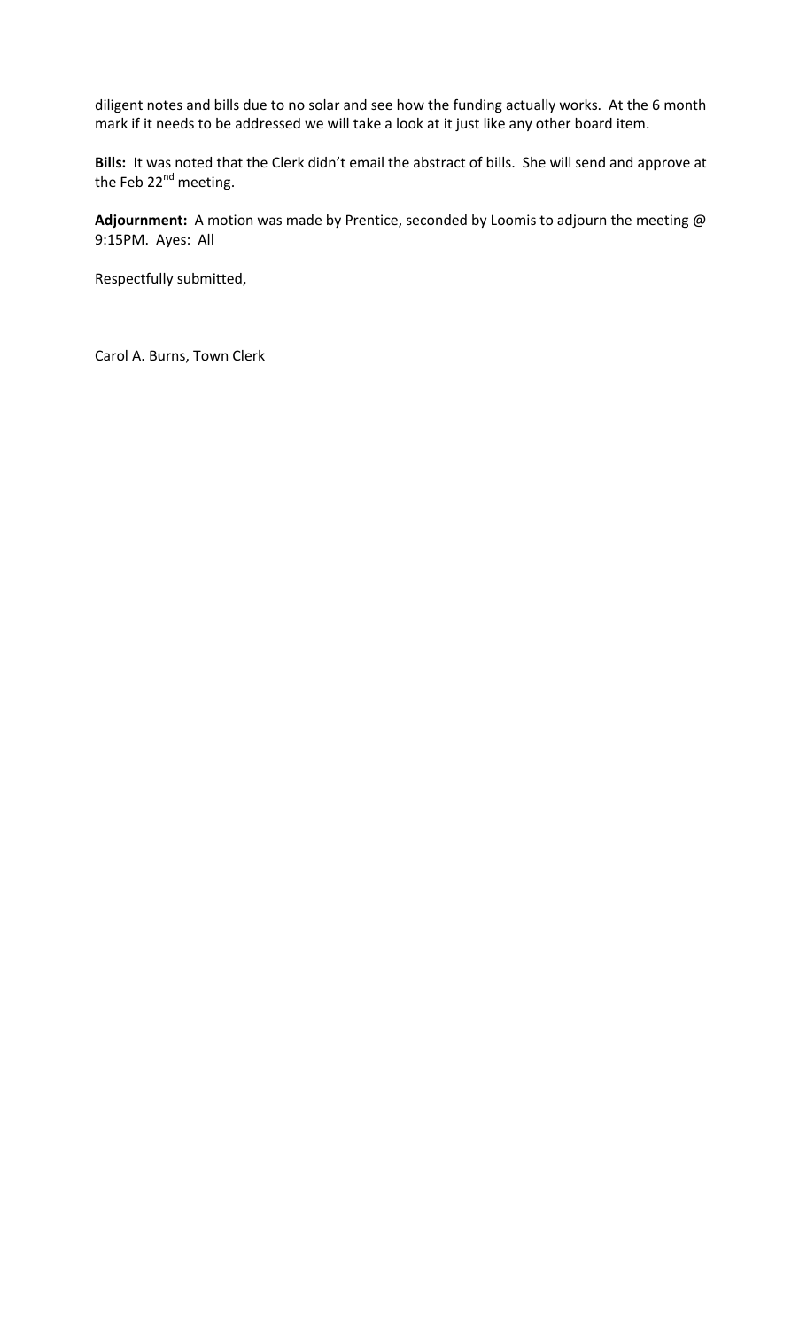diligent notes and bills due to no solar and see how the funding actually works. At the 6 month mark if it needs to be addressed we will take a look at it just like any other board item.

**Bills:** It was noted that the Clerk didn't email the abstract of bills. She will send and approve at the Feb 22nd meeting.

**Adjournment:** A motion was made by Prentice, seconded by Loomis to adjourn the meeting @ 9:15PM. Ayes: All

Respectfully submitted,

Carol A. Burns, Town Clerk